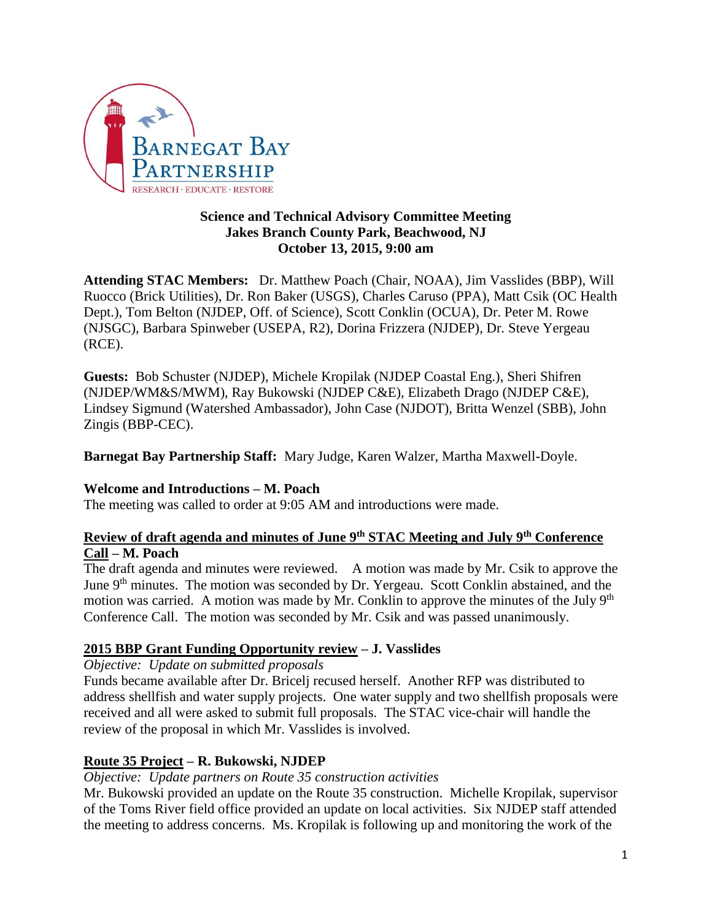**Science and Technical Advisory Committee Meeting**
**Jakes Branch County Park, Beachwood, NJ**
**October 13, 2015, 9:00 am**

**Attending STAC Members:** Dr. Matthew Poach (Chair, NOAA), Jim Vasslides (BBP), Will Ruocco (Brick Utilities), Dr. Ron Baker (USGS), Charles Caruso (PPA), Matt Csik (OC Health Dept.), Tom Belton (NJDEP, Off. of Science), Scott Conklin (OCUA), Dr. Peter M. Rowe (NJSGC), Barbara Spinweber (USEPA, R2), Dorina Frizzera (NJDEP), Dr. Steve Yergeau (RCE).

**Guests:** Bob Schuster (NJDEP), Michele Kropilak (NJDEP Coastal Eng.), Sheri Shifren (NJDEP/WM&S/MWM), Ray Bukowski (NJDEP C&E), Elizabeth Drago (NJDEP C&E), Lindsey Sigmund (Watershed Ambassador), John Case (NJDOT), Britta Wenzel (SBB), John Zingis (BBP-CEC).

**Barnegat Bay Partnership Staff:** Mary Judge, Karen Walzer, Martha Maxwell-Doyle.

**Welcome and Introductions – M. Poach**

The meeting was called to order at 9:05 AM and introductions were made.

**Review of draft agenda and minutes of June 9th STAC Meeting and July 9th Conference Call – M. Poach**

The draft agenda and minutes were reviewed. A motion was made by Mr. Csik to approve the June 9th minutes. The motion was seconded by Dr. Yergeau. Scott Conklin abstained, and the motion was carried. A motion was made by Mr. Conklin to approve the minutes of the July 9th Conference Call. The motion was seconded by Mr. Csik and was passed unanimously.

**2015 BBP Grant Funding Opportunity review – J. Vasslides**

*Objective: Update on submitted proposals*

Funds became available after Dr. Bricelj recused herself. Another RFP was distributed to address shellfish and water supply projects. One water supply and two shellfish proposals were received and all were asked to submit full proposals. The STAC vice-chair will handle the review of the proposal in which Mr. Vasslides is involved.

**Route 35 Project – R. Bukowski, NJDEP**

*Objective: Update partners on Route 35 construction activities*

Mr. Bukowski provided an update on the Route 35 construction. Michelle Kropilak, supervisor of the Toms River field office provided an update on local activities. Six NJDEP staff attended the meeting to address concerns. Ms. Kropilak is following up and monitoring the work of the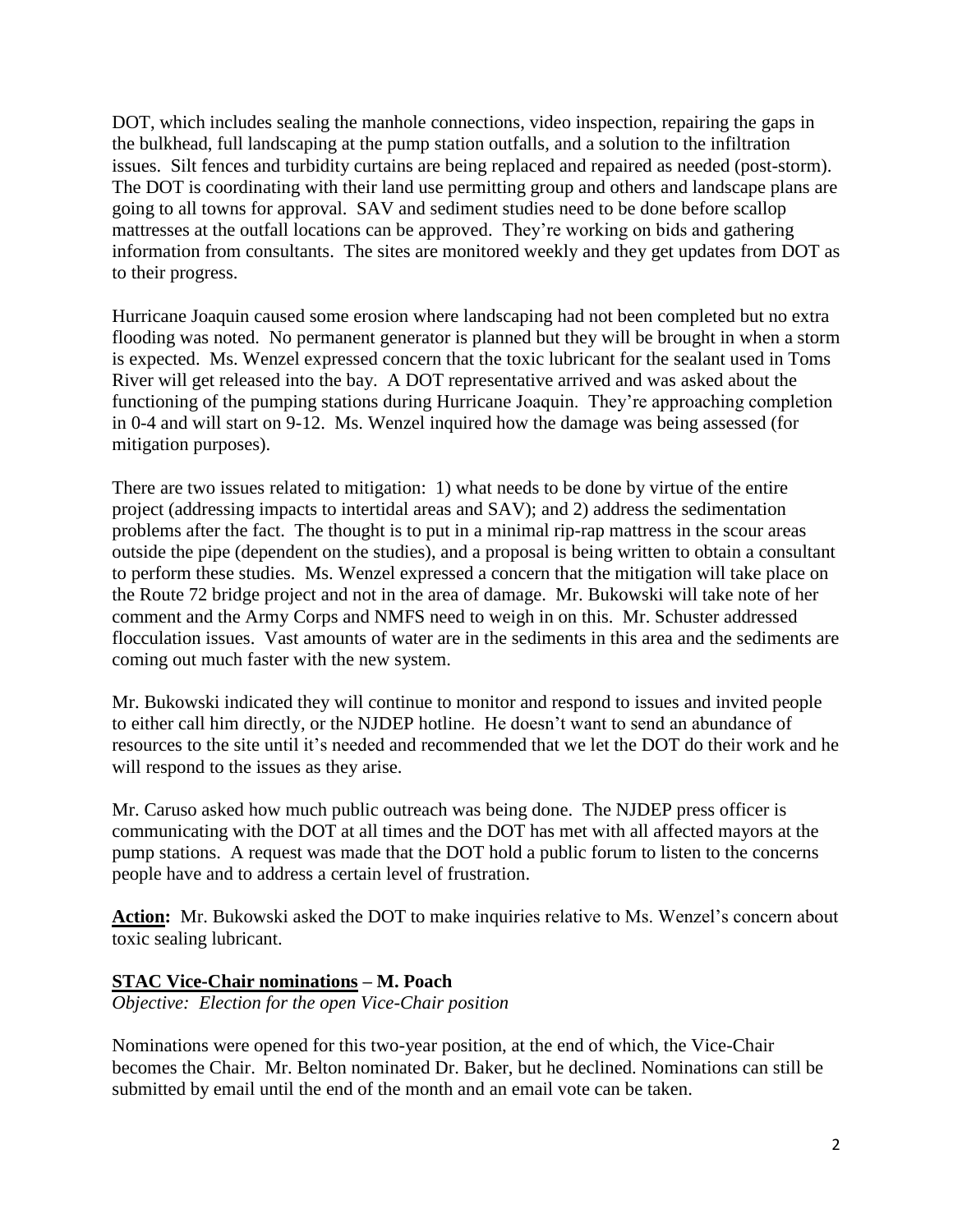DOT, which includes sealing the manhole connections, video inspection, repairing the gaps in the bulkhead, full landscaping at the pump station outfalls, and a solution to the infiltration issues. Silt fences and turbidity curtains are being replaced and repaired as needed (post-storm). The DOT is coordinating with their land use permitting group and others and landscape plans are going to all towns for approval. SAV and sediment studies need to be done before scallop mattresses at the outfall locations can be approved. They're working on bids and gathering information from consultants. The sites are monitored weekly and they get updates from DOT as to their progress.

Hurricane Joaquin caused some erosion where landscaping had not been completed but no extra flooding was noted. No permanent generator is planned but they will be brought in when a storm is expected. Ms. Wenzel expressed concern that the toxic lubricant for the sealant used in Toms River will get released into the bay. A DOT representative arrived and was asked about the functioning of the pumping stations during Hurricane Joaquin. They're approaching completion in 0-4 and will start on 9-12. Ms. Wenzel inquired how the damage was being assessed (for mitigation purposes).

There are two issues related to mitigation: 1) what needs to be done by virtue of the entire project (addressing impacts to intertidal areas and SAV); and 2) address the sedimentation problems after the fact. The thought is to put in a minimal rip-rap mattress in the scour areas outside the pipe (dependent on the studies), and a proposal is being written to obtain a consultant to perform these studies. Ms. Wenzel expressed a concern that the mitigation will take place on the Route 72 bridge project and not in the area of damage. Mr. Bukowski will take note of her comment and the Army Corps and NMFS need to weigh in on this. Mr. Schuster addressed flocculation issues. Vast amounts of water are in the sediments in this area and the sediments are coming out much faster with the new system.

Mr. Bukowski indicated they will continue to monitor and respond to issues and invited people to either call him directly, or the NJDEP hotline. He doesn't want to send an abundance of resources to the site until it's needed and recommended that we let the DOT do their work and he will respond to the issues as they arise.

Mr. Caruso asked how much public outreach was being done. The NJDEP press officer is communicating with the DOT at all times and the DOT has met with all affected mayors at the pump stations. A request was made that the DOT hold a public forum to listen to the concerns people have and to address a certain level of frustration.

**Action:** Mr. Bukowski asked the DOT to make inquiries relative to Ms. Wenzel's concern about toxic sealing lubricant.

**STAC Vice-Chair nominations – M. Poach**

*Objective: Election for the open Vice-Chair position*

Nominations were opened for this two-year position, at the end of which, the Vice-Chair becomes the Chair. Mr. Belton nominated Dr. Baker, but he declined. Nominations can still be submitted by email until the end of the month and an email vote can be taken.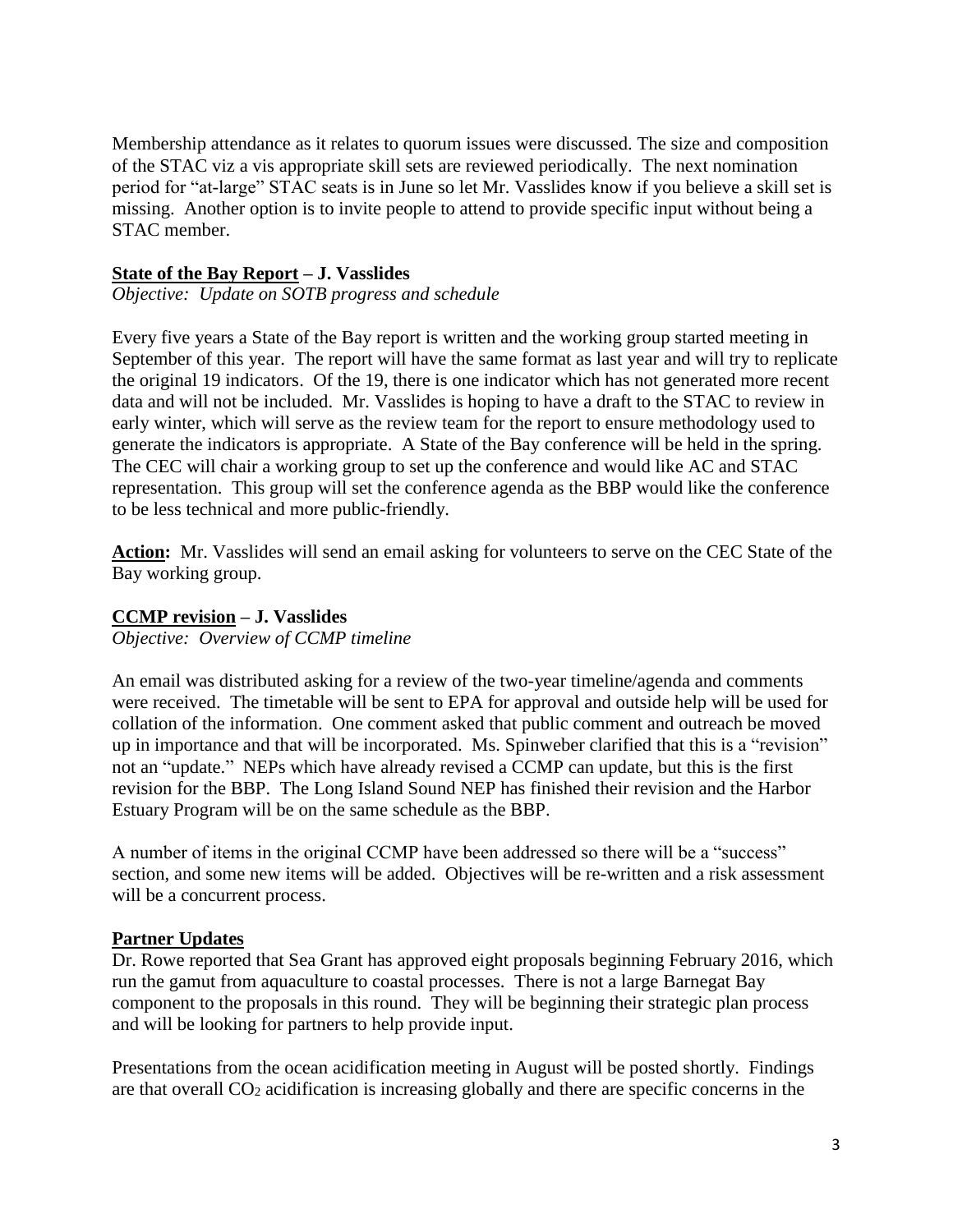Membership attendance as it relates to quorum issues were discussed. The size and composition of the STAC viz a vis appropriate skill sets are reviewed periodically. The next nomination period for "at-large" STAC seats is in June so let Mr. Vasslides know if you believe a skill set is missing. Another option is to invite people to attend to provide specific input without being a STAC member.

**State of the Bay Report – J. Vasslides**

*Objective: Update on SOTB progress and schedule*

Every five years a State of the Bay report is written and the working group started meeting in September of this year. The report will have the same format as last year and will try to replicate the original 19 indicators. Of the 19, there is one indicator which has not generated more recent data and will not be included. Mr. Vasslides is hoping to have a draft to the STAC to review in early winter, which will serve as the review team for the report to ensure methodology used to generate the indicators is appropriate. A State of the Bay conference will be held in the spring. The CEC will chair a working group to set up the conference and would like AC and STAC representation. This group will set the conference agenda as the BBP would like the conference to be less technical and more public-friendly.

**Action:** Mr. Vasslides will send an email asking for volunteers to serve on the CEC State of the Bay working group.

**CCMP revision – J. Vasslides**

*Objective: Overview of CCMP timeline*

An email was distributed asking for a review of the two-year timeline/agenda and comments were received. The timetable will be sent to EPA for approval and outside help will be used for collation of the information. One comment asked that public comment and outreach be moved up in importance and that will be incorporated. Ms. Spinweber clarified that this is a "revision" not an "update." NEPs which have already revised a CCMP can update, but this is the first revision for the BBP. The Long Island Sound NEP has finished their revision and the Harbor Estuary Program will be on the same schedule as the BBP.

A number of items in the original CCMP have been addressed so there will be a "success" section, and some new items will be added. Objectives will be re-written and a risk assessment will be a concurrent process.

**Partner Updates**

Dr. Rowe reported that Sea Grant has approved eight proposals beginning February 2016, which run the gamut from aquaculture to coastal processes. There is not a large Barnegat Bay component to the proposals in this round. They will be beginning their strategic plan process and will be looking for partners to help provide input.

Presentations from the ocean acidification meeting in August will be posted shortly. Findings are that overall $CO_2$ acidification is increasing globally and there are specific concerns in the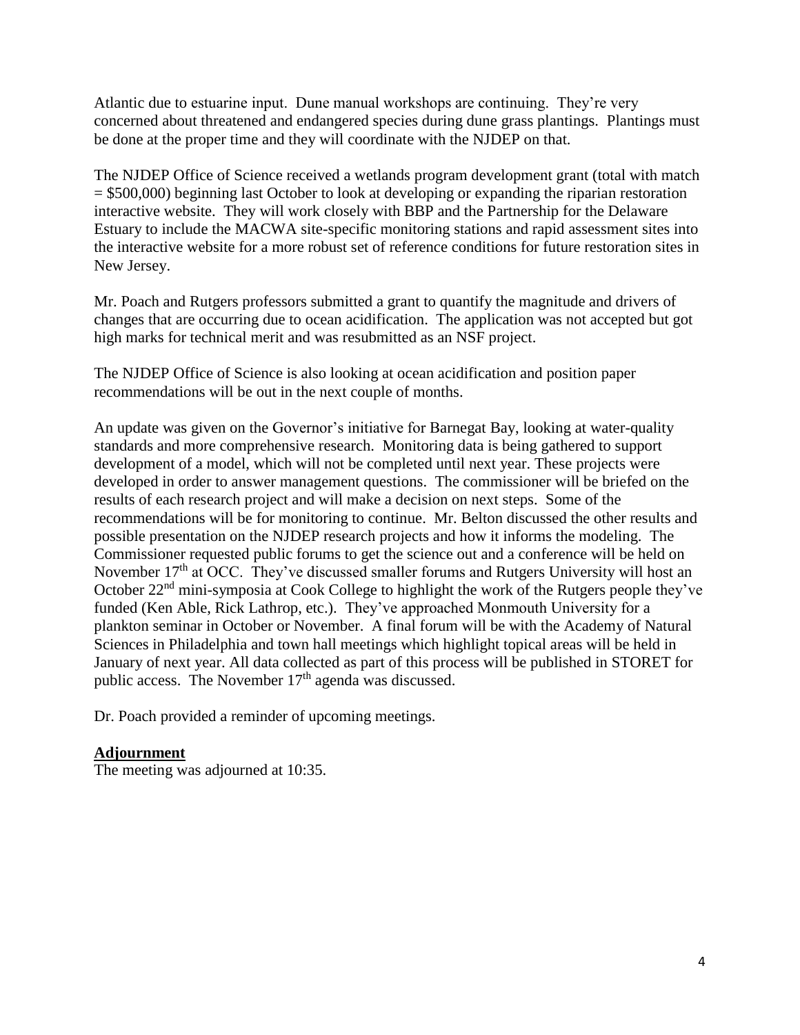Atlantic due to estuarine input. Dune manual workshops are continuing. They're very concerned about threatened and endangered species during dune grass plantings. Plantings must be done at the proper time and they will coordinate with the NJDEP on that.

The NJDEP Office of Science received a wetlands program development grant (total with match = $500,000) beginning last October to look at developing or expanding the riparian restoration interactive website. They will work closely with BBP and the Partnership for the Delaware Estuary to include the MACWA site-specific monitoring stations and rapid assessment sites into the interactive website for a more robust set of reference conditions for future restoration sites in New Jersey.

Mr. Poach and Rutgers professors submitted a grant to quantify the magnitude and drivers of changes that are occurring due to ocean acidification. The application was not accepted but got high marks for technical merit and was resubmitted as an NSF project.

The NJDEP Office of Science is also looking at ocean acidification and position paper recommendations will be out in the next couple of months.

An update was given on the Governor's initiative for Barnegat Bay, looking at water-quality standards and more comprehensive research. Monitoring data is being gathered to support development of a model, which will not be completed until next year. These projects were developed in order to answer management questions. The commissioner will be briefed on the results of each research project and will make a decision on next steps. Some of the recommendations will be for monitoring to continue. Mr. Belton discussed the other results and possible presentation on the NJDEP research projects and how it informs the modeling. The Commissioner requested public forums to get the science out and a conference will be held on November 17th at OCC. They've discussed smaller forums and Rutgers University will host an October 22nd mini-symposia at Cook College to highlight the work of the Rutgers people they've funded (Ken Able, Rick Lathrop, etc.). They've approached Monmouth University for a plankton seminar in October or November. A final forum will be with the Academy of Natural Sciences in Philadelphia and town hall meetings which highlight topical areas will be held in January of next year. All data collected as part of this process will be published in STORET for public access. The November 17th agenda was discussed.

Dr. Poach provided a reminder of upcoming meetings.

**Adjournment**

The meeting was adjourned at 10:35.